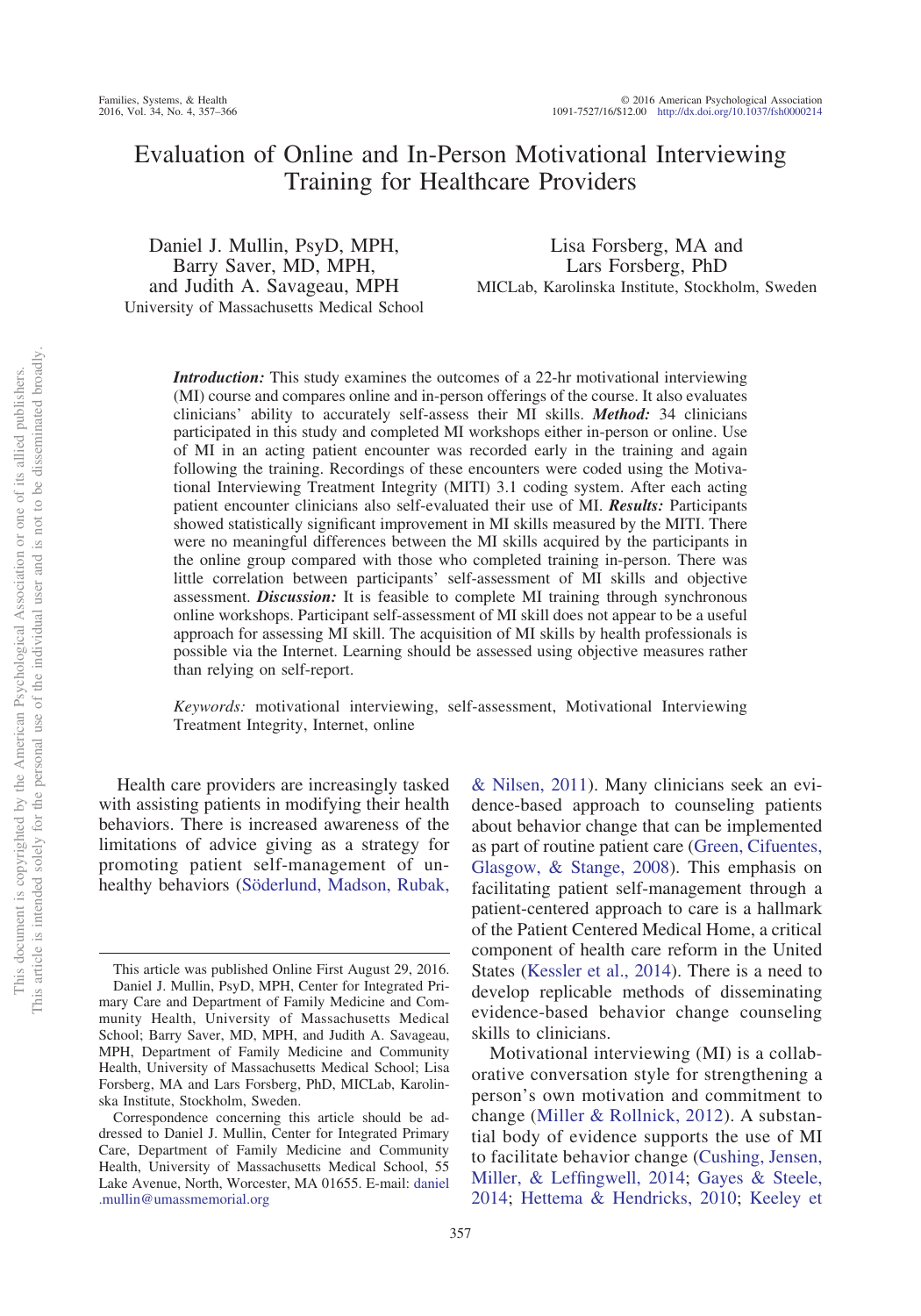# Evaluation of Online and In-Person Motivational Interviewing Training for Healthcare Providers

Daniel J. Mullin, PsyD, MPH,
Barry Saver, MD, MPH,
and Judith A. Savageau, MPH
University of Massachusetts Medical School

Lisa Forsberg, MA and
Lars Forsberg, PhD
MICLab, Karolinska Institute, Stockholm, Sweden

***Introduction:*** This study examines the outcomes of a 22-hr motivational interviewing (MI) course and compares online and in-person offerings of the course. It also evaluates clinicians' ability to accurately self-assess their MI skills. ***Method:*** 34 clinicians participated in this study and completed MI workshops either in-person or online. Use of MI in an acting patient encounter was recorded early in the training and again following the training. Recordings of these encounters were coded using the Motivational Interviewing Treatment Integrity (MITI) 3.1 coding system. After each acting patient encounter clinicians also self-evaluated their use of MI. ***Results:*** Participants showed statistically significant improvement in MI skills measured by the MITI. There were no meaningful differences between the MI skills acquired by the participants in the online group compared with those who completed training in-person. There was little correlation between participants' self-assessment of MI skills and objective assessment. ***Discussion:*** It is feasible to complete MI training through synchronous online workshops. Participant self-assessment of MI skill does not appear to be a useful approach for assessing MI skill. The acquisition of MI skills by health professionals is possible via the Internet. Learning should be assessed using objective measures rather than relying on self-report.

*Keywords:* motivational interviewing, self-assessment, Motivational Interviewing Treatment Integrity, Internet, online

Health care providers are increasingly tasked with assisting patients in modifying their health behaviors. There is increased awareness of the limitations of advice giving as a strategy for promoting patient self-management of unhealthy behaviors (Söderlund, Madson, Rubak, & Nilsen, 2011). Many clinicians seek an evidence-based approach to counseling patients about behavior change that can be implemented as part of routine patient care (Green, Cifuentes, Glasgow, & Stange, 2008). This emphasis on facilitating patient self-management through a patient-centered approach to care is a hallmark of the Patient Centered Medical Home, a critical component of health care reform in the United States (Kessler et al., 2014). There is a need to develop replicable methods of disseminating evidence-based behavior change counseling skills to clinicians.

Motivational interviewing (MI) is a collaborative conversation style for strengthening a person's own motivation and commitment to change (Miller & Rollnick, 2012). A substantial body of evidence supports the use of MI to facilitate behavior change (Cushing, Jensen, Miller, & Leffingwell, 2014; Gayes & Steele, 2014; Hettema & Hendricks, 2010; Keeley et

---

This article was published Online First August 29, 2016.

Daniel J. Mullin, PsyD, MPH, Center for Integrated Primary Care and Department of Family Medicine and Community Health, University of Massachusetts Medical School; Barry Saver, MD, MPH, and Judith A. Savageau, MPH, Department of Family Medicine and Community Health, University of Massachusetts Medical School; Lisa Forsberg, MA and Lars Forsberg, PhD, MICLab, Karolinska Institute, Stockholm, Sweden.

Correspondence concerning this article should be addressed to Daniel J. Mullin, Center for Integrated Primary Care, Department of Family Medicine and Community Health, University of Massachusetts Medical School, 55 Lake Avenue, North, Worcester, MA 01655. E-mail: daniel.mullin@umassmemorial.org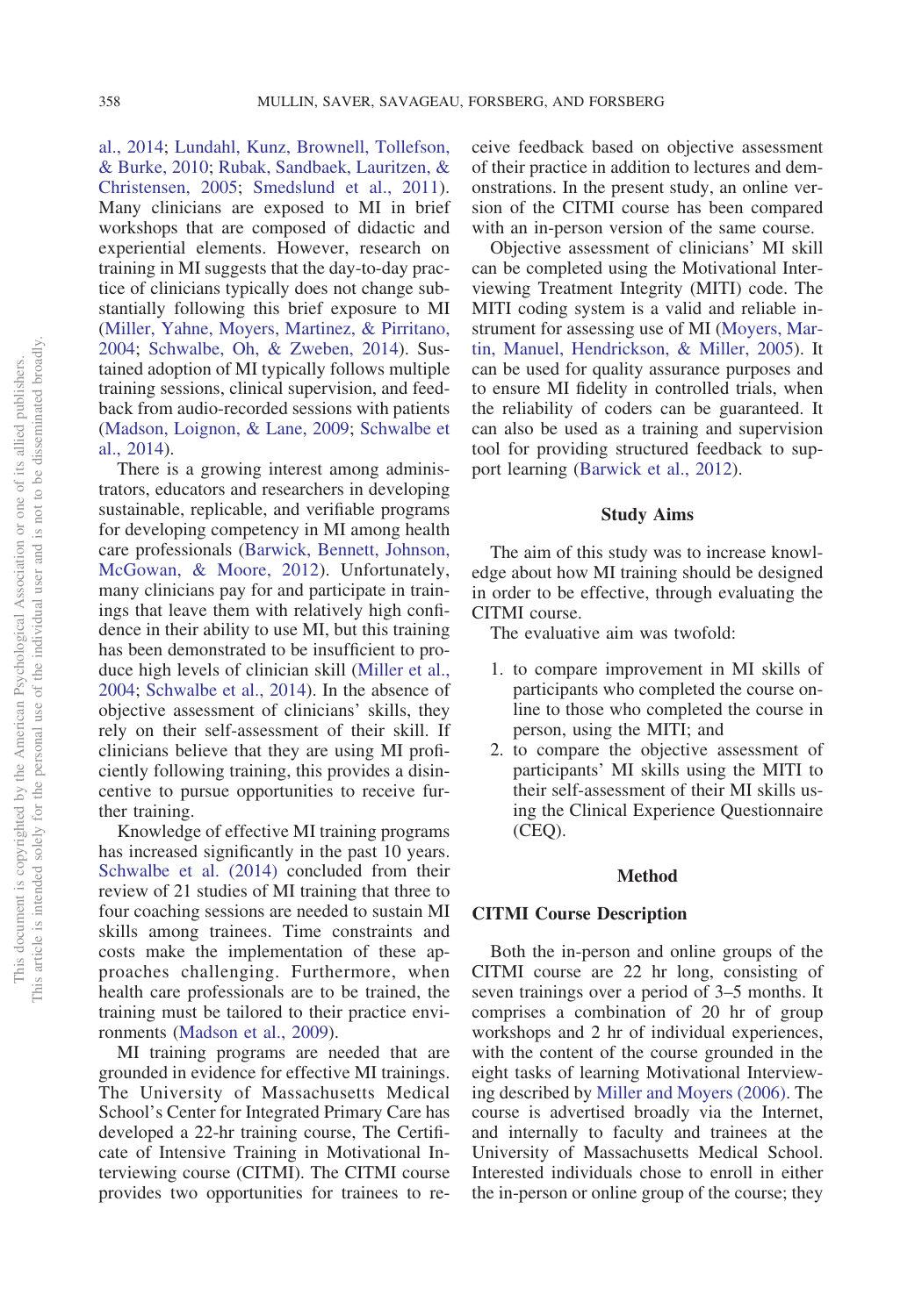al., 2014; Lundahl, Kunz, Brownell, Tollefson, & Burke, 2010; Rubak, Sandbaek, Lauritzen, & Christensen, 2005; Smedslund et al., 2011). Many clinicians are exposed to MI in brief workshops that are composed of didactic and experiential elements. However, research on training in MI suggests that the day-to-day practice of clinicians typically does not change substantially following this brief exposure to MI (Miller, Yahne, Moyers, Martinez, & Pirritano, 2004; Schwalbe, Oh, & Zweben, 2014). Sustained adoption of MI typically follows multiple training sessions, clinical supervision, and feedback from audio-recorded sessions with patients (Madson, Loignon, & Lane, 2009; Schwalbe et al., 2014).

There is a growing interest among administrators, educators and researchers in developing sustainable, replicable, and verifiable programs for developing competency in MI among health care professionals (Barwick, Bennett, Johnson, McGowan, & Moore, 2012). Unfortunately, many clinicians pay for and participate in trainings that leave them with relatively high confidence in their ability to use MI, but this training has been demonstrated to be insufficient to produce high levels of clinician skill (Miller et al., 2004; Schwalbe et al., 2014). In the absence of objective assessment of clinicians' skills, they rely on their self-assessment of their skill. If clinicians believe that they are using MI proficiently following training, this provides a disincentive to pursue opportunities to receive further training.

Knowledge of effective MI training programs has increased significantly in the past 10 years. Schwalbe et al. (2014) concluded from their review of 21 studies of MI training that three to four coaching sessions are needed to sustain MI skills among trainees. Time constraints and costs make the implementation of these approaches challenging. Furthermore, when health care professionals are to be trained, the training must be tailored to their practice environments (Madson et al., 2009).

MI training programs are needed that are grounded in evidence for effective MI trainings. The University of Massachusetts Medical School's Center for Integrated Primary Care has developed a 22-hr training course, The Certificate of Intensive Training in Motivational Interviewing course (CITMI). The CITMI course provides two opportunities for trainees to receive feedback based on objective assessment of their practice in addition to lectures and demonstrations. In the present study, an online version of the CITMI course has been compared with an in-person version of the same course.

Objective assessment of clinicians' MI skill can be completed using the Motivational Interviewing Treatment Integrity (MITI) code. The MITI coding system is a valid and reliable instrument for assessing use of MI (Moyers, Martin, Manuel, Hendrickson, & Miller, 2005). It can be used for quality assurance purposes and to ensure MI fidelity in controlled trials, when the reliability of coders can be guaranteed. It can also be used as a training and supervision tool for providing structured feedback to support learning (Barwick et al., 2012).

## Study Aims

The aim of this study was to increase knowledge about how MI training should be designed in order to be effective, through evaluating the CITMI course.

The evaluative aim was twofold:

1. to compare improvement in MI skills of participants who completed the course online to those who completed the course in person, using the MITI; and
2. to compare the objective assessment of participants' MI skills using the MITI to their self-assessment of their MI skills using the Clinical Experience Questionnaire (CEQ).

## Method

### CITMI Course Description

Both the in-person and online groups of the CITMI course are 22 hr long, consisting of seven trainings over a period of 3–5 months. It comprises a combination of 20 hr of group workshops and 2 hr of individual experiences, with the content of the course grounded in the eight tasks of learning Motivational Interviewing described by Miller and Moyers (2006). The course is advertised broadly via the Internet, and internally to faculty and trainees at the University of Massachusetts Medical School. Interested individuals chose to enroll in either the in-person or online group of the course; they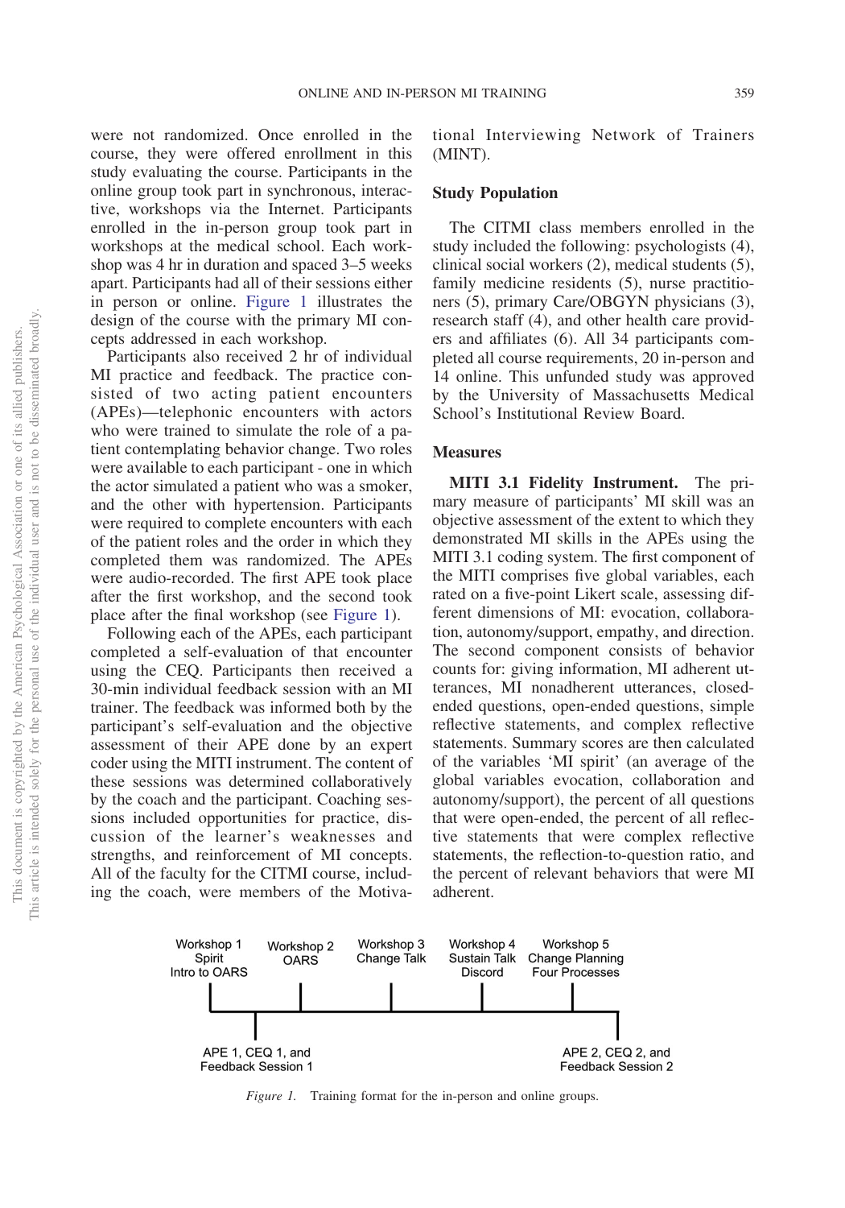were not randomized. Once enrolled in the course, they were offered enrollment in this study evaluating the course. Participants in the online group took part in synchronous, interactive, workshops via the Internet. Participants enrolled in the in-person group took part in workshops at the medical school. Each workshop was 4 hr in duration and spaced 3–5 weeks apart. Participants had all of their sessions either in person or online. Figure 1 illustrates the design of the course with the primary MI concepts addressed in each workshop.

Participants also received 2 hr of individual MI practice and feedback. The practice consisted of two acting patient encounters (APEs)—telephonic encounters with actors who were trained to simulate the role of a patient contemplating behavior change. Two roles were available to each participant - one in which the actor simulated a patient who was a smoker, and the other with hypertension. Participants were required to complete encounters with each of the patient roles and the order in which they completed them was randomized. The APEs were audio-recorded. The first APE took place after the first workshop, and the second took place after the final workshop (see Figure 1).

Following each of the APEs, each participant completed a self-evaluation of that encounter using the CEQ. Participants then received a 30-min individual feedback session with an MI trainer. The feedback was informed both by the participant's self-evaluation and the objective assessment of their APE done by an expert coder using the MITI instrument. The content of these sessions was determined collaboratively by the coach and the participant. Coaching sessions included opportunities for practice, discussion of the learner's weaknesses and strengths, and reinforcement of MI concepts. All of the faculty for the CITMI course, including the coach, were members of the Motivational Interviewing Network of Trainers (MINT).

## Study Population

The CITMI class members enrolled in the study included the following: psychologists (4), clinical social workers (2), medical students (5), family medicine residents (5), nurse practitioners (5), primary Care/OBGYN physicians (3), research staff (4), and other health care providers and affiliates (6). All 34 participants completed all course requirements, 20 in-person and 14 online. This unfunded study was approved by the University of Massachusetts Medical School's Institutional Review Board.

## Measures

**MITI 3.1 Fidelity Instrument.** The primary measure of participants' MI skill was an objective assessment of the extent to which they demonstrated MI skills in the APEs using the MITI 3.1 coding system. The first component of the MITI comprises five global variables, each rated on a five-point Likert scale, assessing different dimensions of MI: evocation, collaboration, autonomy/support, empathy, and direction. The second component consists of behavior counts for: giving information, MI adherent utterances, MI nonadherent utterances, closed-ended questions, open-ended questions, simple reflective statements, and complex reflective statements. Summary scores are then calculated of the variables 'MI spirit' (an average of the global variables evocation, collaboration and autonomy/support), the percent of all questions that were open-ended, the percent of all reflective statements that were complex reflective statements, the reflection-to-question ratio, and the percent of relevant behaviors that were MI adherent.

Workshop 1: Spirit, Intro to OARS — Workshop 2: OARS — Workshop 3: Change Talk — Workshop 4: Sustain Talk, Discord — Workshop 5: Change Planning, Four Processes

APE 1, CEQ 1, and Feedback Session 1 (after Workshop 1) — APE 2, CEQ 2, and Feedback Session 2 (after Workshop 5)

*Figure 1.* Training format for the in-person and online groups.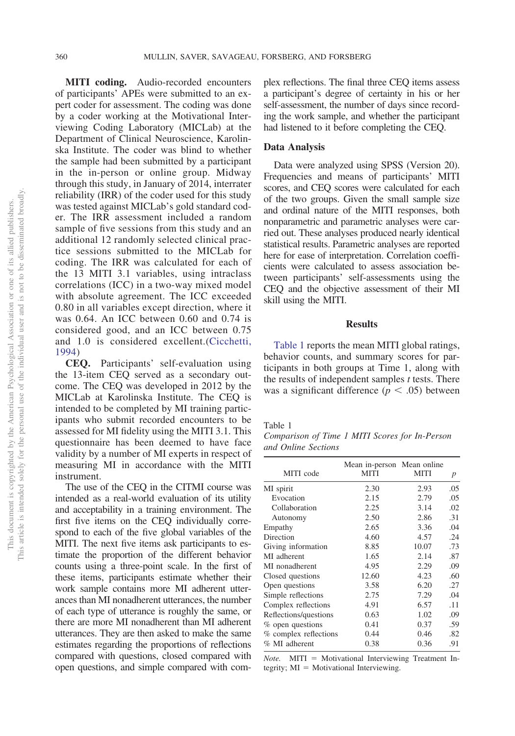**MITI coding.** Audio-recorded encounters of participants' APEs were submitted to an expert coder for assessment. The coding was done by a coder working at the Motivational Interviewing Coding Laboratory (MICLab) at the Department of Clinical Neuroscience, Karolinska Institute. The coder was blind to whether the sample had been submitted by a participant in the in-person or online group. Midway through this study, in January of 2014, interrater reliability (IRR) of the coder used for this study was tested against MICLab's gold standard coder. The IRR assessment included a random sample of five sessions from this study and an additional 12 randomly selected clinical practice sessions submitted to the MICLab for coding. The IRR was calculated for each of the 13 MITI 3.1 variables, using intraclass correlations (ICC) in a two-way mixed model with absolute agreement. The ICC exceeded 0.80 in all variables except direction, where it was 0.64. An ICC between 0.60 and 0.74 is considered good, and an ICC between 0.75 and 1.0 is considered excellent.(Cicchetti, 1994)

**CEQ.** Participants' self-evaluation using the 13-item CEQ served as a secondary outcome. The CEQ was developed in 2012 by the MICLab at Karolinska Institute. The CEQ is intended to be completed by MI training participants who submit recorded encounters to be assessed for MI fidelity using the MITI 3.1. This questionnaire has been deemed to have face validity by a number of MI experts in respect of measuring MI in accordance with the MITI instrument.

The use of the CEQ in the CITMI course was intended as a real-world evaluation of its utility and acceptability in a training environment. The first five items on the CEQ individually correspond to each of the five global variables of the MITI. The next five items ask participants to estimate the proportion of the different behavior counts using a three-point scale. In the first of these items, participants estimate whether their work sample contains more MI adherent utterances than MI nonadherent utterances, the number of each type of utterance is roughly the same, or there are more MI nonadherent than MI adherent utterances. They are then asked to make the same estimates regarding the proportions of reflections compared with questions, closed compared with open questions, and simple compared with complex reflections. The final three CEQ items assess a participant's degree of certainty in his or her self-assessment, the number of days since recording the work sample, and whether the participant had listened to it before completing the CEQ.

## Data Analysis

Data were analyzed using SPSS (Version 20). Frequencies and means of participants' MITI scores, and CEQ scores were calculated for each of the two groups. Given the small sample size and ordinal nature of the MITI responses, both nonparametric and parametric analyses were carried out. These analyses produced nearly identical statistical results. Parametric analyses are reported here for ease of interpretation. Correlation coefficients were calculated to assess association between participants' self-assessments using the CEQ and the objective assessment of their MI skill using the MITI.

## Results

Table 1 reports the mean MITI global ratings, behavior counts, and summary scores for participants in both groups at Time 1, along with the results of independent samples *t* tests. There was a significant difference ($p < .05$) between

Table 1
*Comparison of Time 1 MITI Scores for In-Person and Online Sections*

| MITI code | Mean in-person MITI | Mean online MITI | *p* |
|---|---|---|---|
| MI spirit | 2.30 | 2.93 | .05 |
| Evocation | 2.15 | 2.79 | .05 |
| Collaboration | 2.25 | 3.14 | .02 |
| Autonomy | 2.50 | 2.86 | .31 |
| Empathy | 2.65 | 3.36 | .04 |
| Direction | 4.60 | 4.57 | .24 |
| Giving information | 8.85 | 10.07 | .73 |
| MI adherent | 1.65 | 2.14 | .87 |
| MI nonadherent | 4.95 | 2.29 | .09 |
| Closed questions | 12.60 | 4.23 | .60 |
| Open questions | 3.58 | 6.20 | .27 |
| Simple reflections | 2.75 | 7.29 | .04 |
| Complex reflections | 4.91 | 6.57 | .11 |
| Reflections/questions | 0.63 | 1.02 | .09 |
| % open questions | 0.41 | 0.37 | .59 |
| % complex reflections | 0.44 | 0.46 | .82 |
| % MI adherent | 0.38 | 0.36 | .91 |

*Note.* MITI = Motivational Interviewing Treatment Integrity; MI = Motivational Interviewing.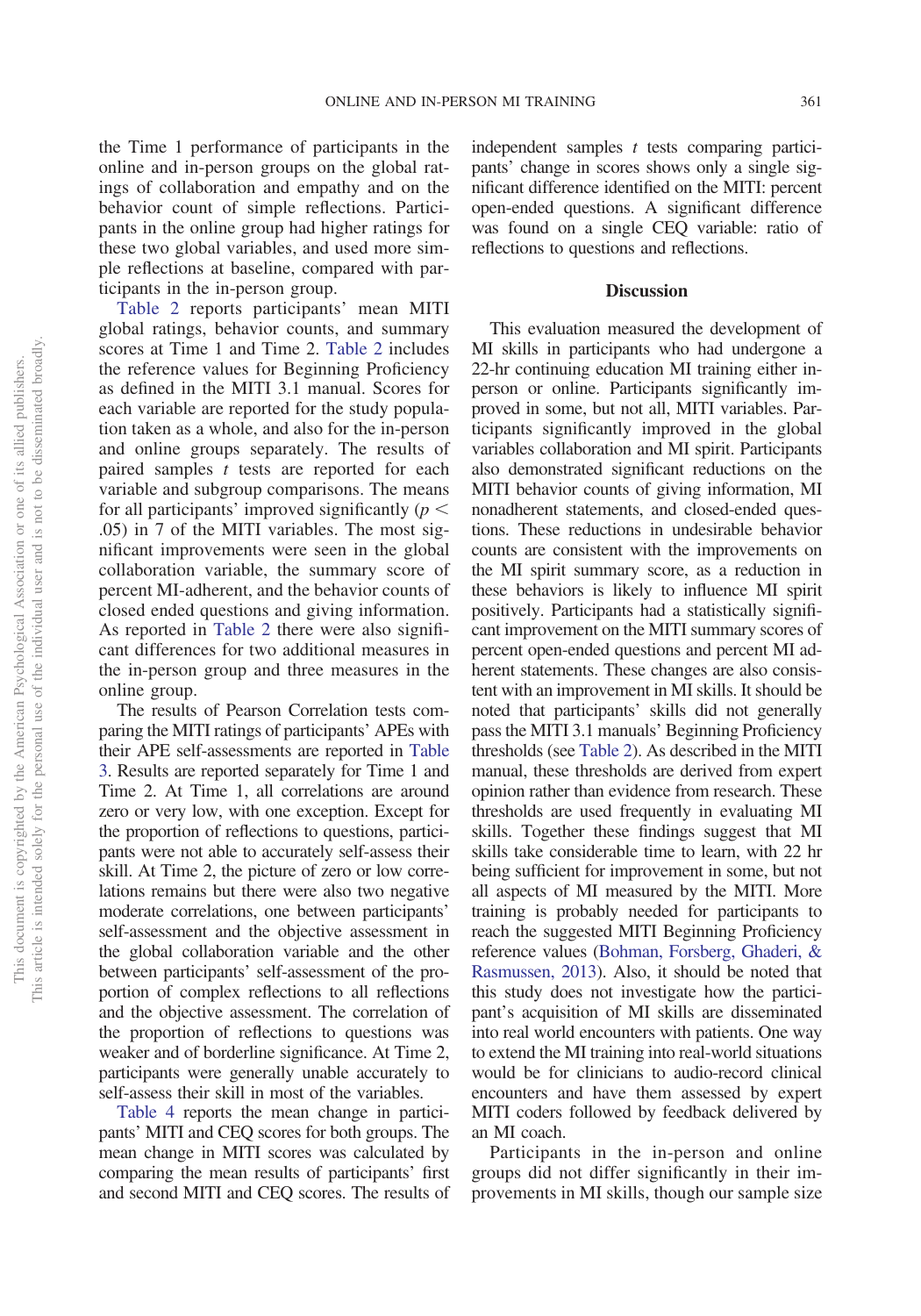the Time 1 performance of participants in the online and in-person groups on the global ratings of collaboration and empathy and on the behavior count of simple reflections. Participants in the online group had higher ratings for these two global variables, and used more simple reflections at baseline, compared with participants in the in-person group.

Table 2 reports participants' mean MITI global ratings, behavior counts, and summary scores at Time 1 and Time 2. Table 2 includes the reference values for Beginning Proficiency as defined in the MITI 3.1 manual. Scores for each variable are reported for the study population taken as a whole, and also for the in-person and online groups separately. The results of paired samples *t* tests are reported for each variable and subgroup comparisons. The means for all participants' improved significantly ($p < .05$) in 7 of the MITI variables. The most significant improvements were seen in the global collaboration variable, the summary score of percent MI-adherent, and the behavior counts of closed ended questions and giving information. As reported in Table 2 there were also significant differences for two additional measures in the in-person group and three measures in the online group.

The results of Pearson Correlation tests comparing the MITI ratings of participants' APEs with their APE self-assessments are reported in Table 3. Results are reported separately for Time 1 and Time 2. At Time 1, all correlations are around zero or very low, with one exception. Except for the proportion of reflections to questions, participants were not able to accurately self-assess their skill. At Time 2, the picture of zero or low correlations remains but there were also two negative moderate correlations, one between participants' self-assessment and the objective assessment in the global collaboration variable and the other between participants' self-assessment of the proportion of complex reflections to all reflections and the objective assessment. The correlation of the proportion of reflections to questions was weaker and of borderline significance. At Time 2, participants were generally unable accurately to self-assess their skill in most of the variables.

Table 4 reports the mean change in participants' MITI and CEQ scores for both groups. The mean change in MITI scores was calculated by comparing the mean results of participants' first and second MITI and CEQ scores. The results of independent samples *t* tests comparing participants' change in scores shows only a single significant difference identified on the MITI: percent open-ended questions. A significant difference was found on a single CEQ variable: ratio of reflections to questions and reflections.

## Discussion

This evaluation measured the development of MI skills in participants who had undergone a 22-hr continuing education MI training either in-person or online. Participants significantly improved in some, but not all, MITI variables. Participants significantly improved in the global variables collaboration and MI spirit. Participants also demonstrated significant reductions on the MITI behavior counts of giving information, MI nonadherent statements, and closed-ended questions. These reductions in undesirable behavior counts are consistent with the improvements on the MI spirit summary score, as a reduction in these behaviors is likely to influence MI spirit positively. Participants had a statistically significant improvement on the MITI summary scores of percent open-ended questions and percent MI adherent statements. These changes are also consistent with an improvement in MI skills. It should be noted that participants' skills did not generally pass the MITI 3.1 manuals' Beginning Proficiency thresholds (see Table 2). As described in the MITI manual, these thresholds are derived from expert opinion rather than evidence from research. These thresholds are used frequently in evaluating MI skills. Together these findings suggest that MI skills take considerable time to learn, with 22 hr being sufficient for improvement in some, but not all aspects of MI measured by the MITI. More training is probably needed for participants to reach the suggested MITI Beginning Proficiency reference values (Bohman, Forsberg, Ghaderi, & Rasmussen, 2013). Also, it should be noted that this study does not investigate how the participant's acquisition of MI skills are disseminated into real world encounters with patients. One way to extend the MI training into real-world situations would be for clinicians to audio-record clinical encounters and have them assessed by expert MITI coders followed by feedback delivered by an MI coach.

Participants in the in-person and online groups did not differ significantly in their improvements in MI skills, though our sample size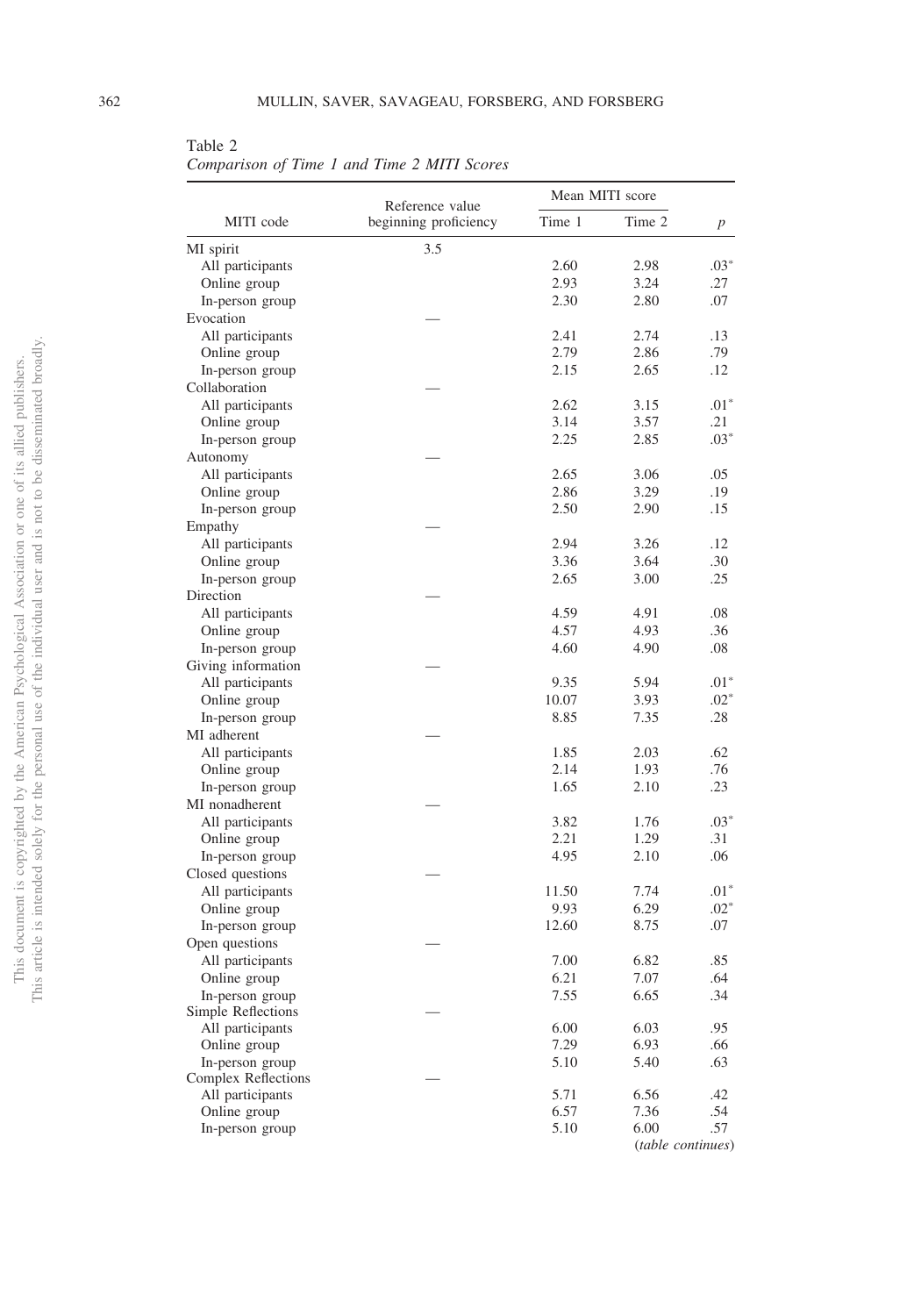Table 2
*Comparison of Time 1 and Time 2 MITI Scores*

| MITI code | Reference value beginning proficiency | Mean MITI score | | *p* |
|---|---|---|---|---|
| | | Time 1 | Time 2 | |
| MI spirit | 3.5 | | | |
| All participants | | 2.60 | 2.98 | .03* |
| Online group | | 2.93 | 3.24 | .27 |
| In-person group | | 2.30 | 2.80 | .07 |
| Evocation | — | | | |
| All participants | | 2.41 | 2.74 | .13 |
| Online group | | 2.79 | 2.86 | .79 |
| In-person group | | 2.15 | 2.65 | .12 |
| Collaboration | — | | | |
| All participants | | 2.62 | 3.15 | .01* |
| Online group | | 3.14 | 3.57 | .21 |
| In-person group | | 2.25 | 2.85 | .03* |
| Autonomy | — | | | |
| All participants | | 2.65 | 3.06 | .05 |
| Online group | | 2.86 | 3.29 | .19 |
| In-person group | | 2.50 | 2.90 | .15 |
| Empathy | — | | | |
| All participants | | 2.94 | 3.26 | .12 |
| Online group | | 3.36 | 3.64 | .30 |
| In-person group | | 2.65 | 3.00 | .25 |
| Direction | — | | | |
| All participants | | 4.59 | 4.91 | .08 |
| Online group | | 4.57 | 4.93 | .36 |
| In-person group | | 4.60 | 4.90 | .08 |
| Giving information | — | | | |
| All participants | | 9.35 | 5.94 | .01* |
| Online group | | 10.07 | 3.93 | .02* |
| In-person group | | 8.85 | 7.35 | .28 |
| MI adherent | — | | | |
| All participants | | 1.85 | 2.03 | .62 |
| Online group | | 2.14 | 1.93 | .76 |
| In-person group | | 1.65 | 2.10 | .23 |
| MI nonadherent | — | | | |
| All participants | | 3.82 | 1.76 | .03* |
| Online group | | 2.21 | 1.29 | .31 |
| In-person group | | 4.95 | 2.10 | .06 |
| Closed questions | — | | | |
| All participants | | 11.50 | 7.74 | .01* |
| Online group | | 9.93 | 6.29 | .02* |
| In-person group | | 12.60 | 8.75 | .07 |
| Open questions | — | | | |
| All participants | | 7.00 | 6.82 | .85 |
| Online group | | 6.21 | 7.07 | .64 |
| In-person group | | 7.55 | 6.65 | .34 |
| Simple Reflections | — | | | |
| All participants | | 6.00 | 6.03 | .95 |
| Online group | | 7.29 | 6.93 | .66 |
| In-person group | | 5.10 | 5.40 | .63 |
| Complex Reflections | — | | | |
| All participants | | 5.71 | 6.56 | .42 |
| Online group | | 6.57 | 7.36 | .54 |
| In-person group | | 5.10 | 6.00 | .57 |

(*table continues*)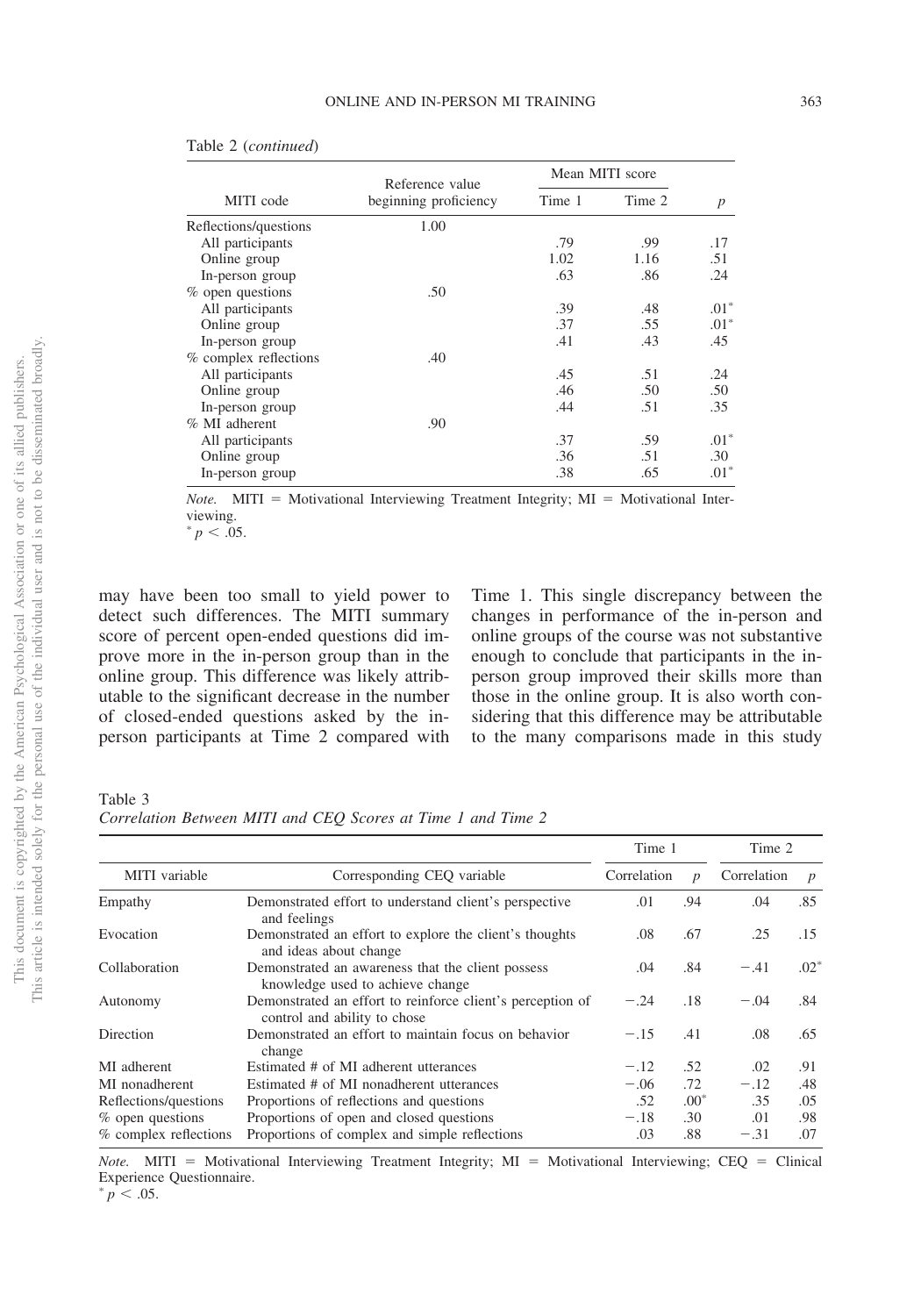Table 2 (*continued*)

| MITI code | Reference value beginning proficiency | Mean MITI score | | $p$ |
|---|---|---|---|---|
| | | Time 1 | Time 2 | |
| Reflections/questions | 1.00 | | | |
| All participants | | .79 | .99 | .17 |
| Online group | | 1.02 | 1.16 | .51 |
| In-person group | | .63 | .86 | .24 |
| % open questions | .50 | | | |
| All participants | | .39 | .48 | .01* |
| Online group | | .37 | .55 | .01* |
| In-person group | | .41 | .43 | .45 |
| % complex reflections | .40 | | | |
| All participants | | .45 | .51 | .24 |
| Online group | | .46 | .50 | .50 |
| In-person group | | .44 | .51 | .35 |
| % MI adherent | .90 | | | |
| All participants | | .37 | .59 | .01* |
| Online group | | .36 | .51 | .30 |
| In-person group | | .38 | .65 | .01* |

*Note.* MITI = Motivational Interviewing Treatment Integrity; MI = Motivational Interviewing.
* $p < .05$.

may have been too small to yield power to detect such differences. The MITI summary score of percent open-ended questions did improve more in the in-person group than in the online group. This difference was likely attributable to the significant decrease in the number of closed-ended questions asked by the in-person participants at Time 2 compared with Time 1. This single discrepancy between the changes in performance of the in-person and online groups of the course was not substantive enough to conclude that participants in the in-person group improved their skills more than those in the online group. It is also worth considering that this difference may be attributable to the many comparisons made in this study

Table 3
*Correlation Between MITI and CEQ Scores at Time 1 and Time 2*

| MITI variable | Corresponding CEQ variable | Time 1 | | Time 2 | |
|---|---|---|---|---|---|
| | | Correlation | $p$ | Correlation | $p$ |
| Empathy | Demonstrated effort to understand client's perspective and feelings | .01 | .94 | .04 | .85 |
| Evocation | Demonstrated an effort to explore the client's thoughts and ideas about change | .08 | .67 | .25 | .15 |
| Collaboration | Demonstrated an awareness that the client possess knowledge used to achieve change | .04 | .84 | −.41 | .02* |
| Autonomy | Demonstrated an effort to reinforce client's perception of control and ability to chose | −.24 | .18 | −.04 | .84 |
| Direction | Demonstrated an effort to maintain focus on behavior change | −.15 | .41 | .08 | .65 |
| MI adherent | Estimated # of MI adherent utterances | −.12 | .52 | .02 | .91 |
| MI nonadherent | Estimated # of MI nonadherent utterances | −.06 | .72 | −.12 | .48 |
| Reflections/questions | Proportions of reflections and questions | .52 | .00* | .35 | .05 |
| % open questions | Proportions of open and closed questions | −.18 | .30 | .01 | .98 |
| % complex reflections | Proportions of complex and simple reflections | .03 | .88 | −.31 | .07 |

*Note.* MITI = Motivational Interviewing Treatment Integrity; MI = Motivational Interviewing; CEQ = Clinical Experience Questionnaire.
* $p < .05$.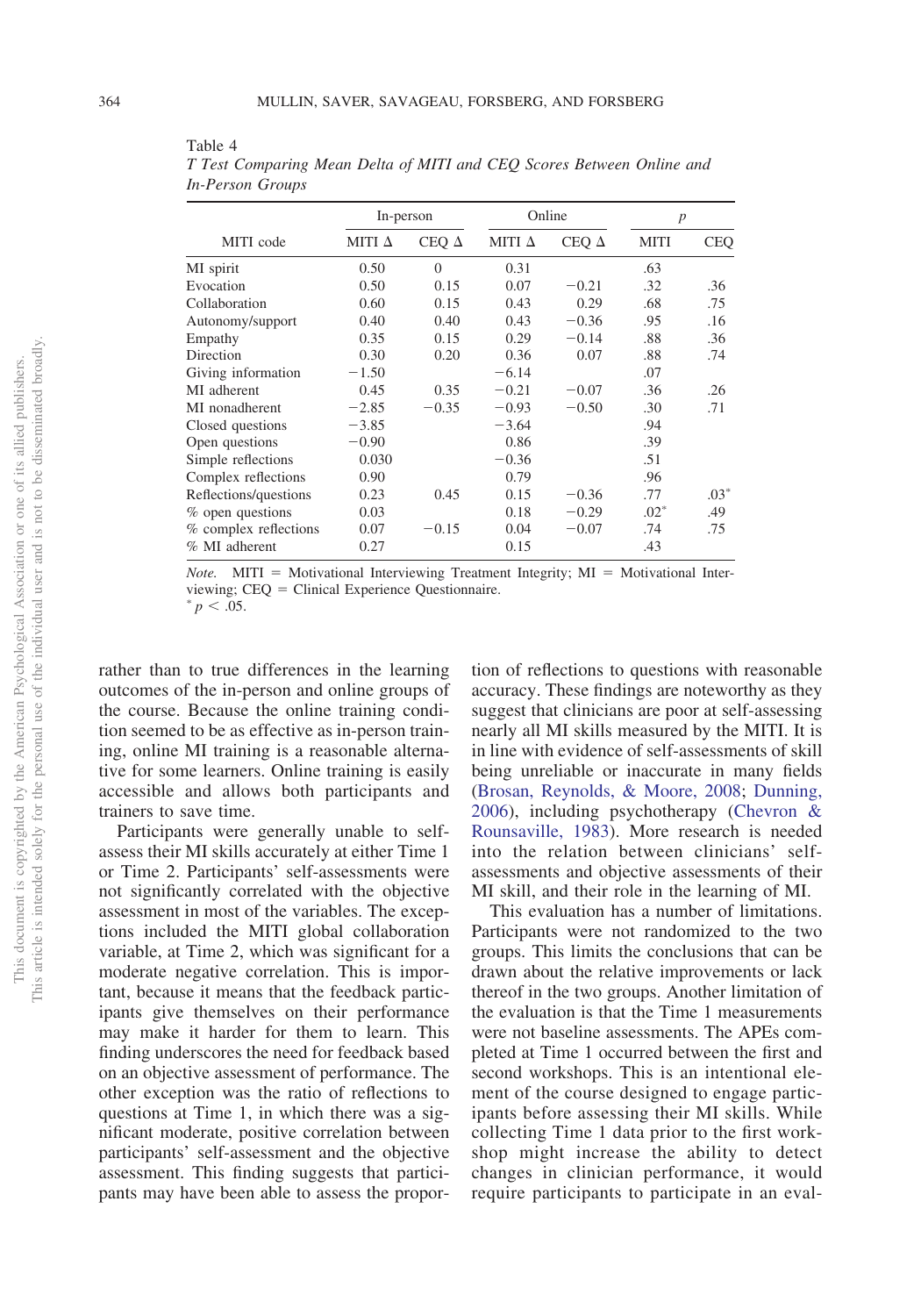Table 4
*T Test Comparing Mean Delta of MITI and CEQ Scores Between Online and In-Person Groups*

| MITI code | In-person | | Online | | *p* | |
|---|---|---|---|---|---|---|
| | MITI Δ | CEQ Δ | MITI Δ | CEQ Δ | MITI | CEQ |
| MI spirit | 0.50 | 0 | 0.31 | | .63 | |
| Evocation | 0.50 | 0.15 | 0.07 | −0.21 | .32 | .36 |
| Collaboration | 0.60 | 0.15 | 0.43 | 0.29 | .68 | .75 |
| Autonomy/support | 0.40 | 0.40 | 0.43 | −0.36 | .95 | .16 |
| Empathy | 0.35 | 0.15 | 0.29 | −0.14 | .88 | .36 |
| Direction | 0.30 | 0.20 | 0.36 | 0.07 | .88 | .74 |
| Giving information | −1.50 | | −6.14 | | .07 | |
| MI adherent | 0.45 | 0.35 | −0.21 | −0.07 | .36 | .26 |
| MI nonadherent | −2.85 | −0.35 | −0.93 | −0.50 | .30 | .71 |
| Closed questions | −3.85 | | −3.64 | | .94 | |
| Open questions | −0.90 | | 0.86 | | .39 | |
| Simple reflections | 0.030 | | −0.36 | | .51 | |
| Complex reflections | 0.90 | | 0.79 | | .96 | |
| Reflections/questions | 0.23 | 0.45 | 0.15 | −0.36 | .77 | .03* |
| % open questions | 0.03 | | 0.18 | −0.29 | .02* | .49 |
| % complex reflections | 0.07 | −0.15 | 0.04 | −0.07 | .74 | .75 |
| % MI adherent | 0.27 | | 0.15 | | .43 | |

*Note.* MITI = Motivational Interviewing Treatment Integrity; MI = Motivational Interviewing; CEQ = Clinical Experience Questionnaire.
\* $p < .05$.

rather than to true differences in the learning outcomes of the in-person and online groups of the course. Because the online training condition seemed to be as effective as in-person training, online MI training is a reasonable alternative for some learners. Online training is easily accessible and allows both participants and trainers to save time.

Participants were generally unable to self-assess their MI skills accurately at either Time 1 or Time 2. Participants' self-assessments were not significantly correlated with the objective assessment in most of the variables. The exceptions included the MITI global collaboration variable, at Time 2, which was significant for a moderate negative correlation. This is important, because it means that the feedback participants give themselves on their performance may make it harder for them to learn. This finding underscores the need for feedback based on an objective assessment of performance. The other exception was the ratio of reflections to questions at Time 1, in which there was a significant moderate, positive correlation between participants' self-assessment and the objective assessment. This finding suggests that participants may have been able to assess the proportion of reflections to questions with reasonable accuracy. These findings are noteworthy as they suggest that clinicians are poor at self-assessing nearly all MI skills measured by the MITI. It is in line with evidence of self-assessments of skill being unreliable or inaccurate in many fields (Brosan, Reynolds, & Moore, 2008; Dunning, 2006), including psychotherapy (Chevron & Rounsaville, 1983). More research is needed into the relation between clinicians' self-assessments and objective assessments of their MI skill, and their role in the learning of MI.

This evaluation has a number of limitations. Participants were not randomized to the two groups. This limits the conclusions that can be drawn about the relative improvements or lack thereof in the two groups. Another limitation of the evaluation is that the Time 1 measurements were not baseline assessments. The APEs completed at Time 1 occurred between the first and second workshops. This is an intentional element of the course designed to engage participants before assessing their MI skills. While collecting Time 1 data prior to the first workshop might increase the ability to detect changes in clinician performance, it would require participants to participate in an eval-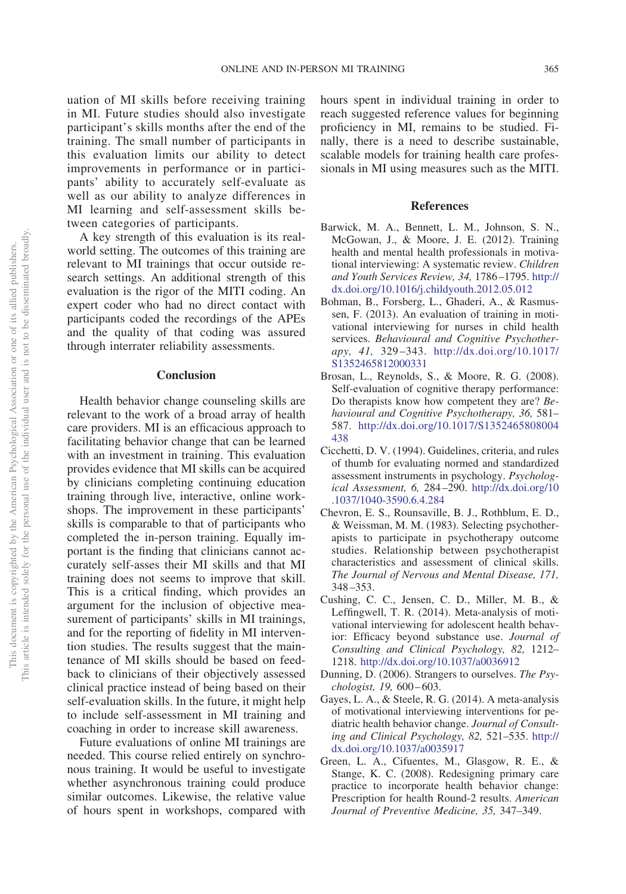uation of MI skills before receiving training in MI. Future studies should also investigate participant's skills months after the end of the training. The small number of participants in this evaluation limits our ability to detect improvements in performance or in participants' ability to accurately self-evaluate as well as our ability to analyze differences in MI learning and self-assessment skills between categories of participants.

A key strength of this evaluation is its real-world setting. The outcomes of this training are relevant to MI trainings that occur outside research settings. An additional strength of this evaluation is the rigor of the MITI coding. An expert coder who had no direct contact with participants coded the recordings of the APEs and the quality of that coding was assured through interrater reliability assessments.

## Conclusion

Health behavior change counseling skills are relevant to the work of a broad array of health care providers. MI is an efficacious approach to facilitating behavior change that can be learned with an investment in training. This evaluation provides evidence that MI skills can be acquired by clinicians completing continuing education training through live, interactive, online workshops. The improvement in these participants' skills is comparable to that of participants who completed the in-person training. Equally important is the finding that clinicians cannot accurately self-asses their MI skills and that MI training does not seems to improve that skill. This is a critical finding, which provides an argument for the inclusion of objective measurement of participants' skills in MI trainings, and for the reporting of fidelity in MI intervention studies. The results suggest that the maintenance of MI skills should be based on feedback to clinicians of their objectively assessed clinical practice instead of being based on their self-evaluation skills. In the future, it might help to include self-assessment in MI training and coaching in order to increase skill awareness.

Future evaluations of online MI trainings are needed. This course relied entirely on synchronous training. It would be useful to investigate whether asynchronous training could produce similar outcomes. Likewise, the relative value of hours spent in workshops, compared with hours spent in individual training in order to reach suggested reference values for beginning proficiency in MI, remains to be studied. Finally, there is a need to describe sustainable, scalable models for training health care professionals in MI using measures such as the MITI.

## References

Barwick, M. A., Bennett, L. M., Johnson, S. N., McGowan, J., & Moore, J. E. (2012). Training health and mental health professionals in motivational interviewing: A systematic review. *Children and Youth Services Review, 34,* 1786–1795. http://dx.doi.org/10.1016/j.childyouth.2012.05.012

Bohman, B., Forsberg, L., Ghaderi, A., & Rasmussen, F. (2013). An evaluation of training in motivational interviewing for nurses in child health services. *Behavioural and Cognitive Psychotherapy, 41,* 329–343. http://dx.doi.org/10.1017/S1352465812000331

Brosan, L., Reynolds, S., & Moore, R. G. (2008). Self-evaluation of cognitive therapy performance: Do therapists know how competent they are? *Behavioural and Cognitive Psychotherapy, 36,* 581–587. http://dx.doi.org/10.1017/S1352465808004438

Cicchetti, D. V. (1994). Guidelines, criteria, and rules of thumb for evaluating normed and standardized assessment instruments in psychology. *Psychological Assessment, 6,* 284–290. http://dx.doi.org/10.1037/1040-3590.6.4.284

Chevron, E. S., Rounsaville, B. J., Rothblum, E. D., & Weissman, M. M. (1983). Selecting psychotherapists to participate in psychotherapy outcome studies. Relationship between psychotherapist characteristics and assessment of clinical skills. *The Journal of Nervous and Mental Disease, 171,* 348–353.

Cushing, C. C., Jensen, C. D., Miller, M. B., & Leffingwell, T. R. (2014). Meta-analysis of motivational interviewing for adolescent health behavior: Efficacy beyond substance use. *Journal of Consulting and Clinical Psychology, 82,* 1212–1218. http://dx.doi.org/10.1037/a0036912

Dunning, D. (2006). Strangers to ourselves. *The Psychologist, 19,* 600–603.

Gayes, L. A., & Steele, R. G. (2014). A meta-analysis of motivational interviewing interventions for pediatric health behavior change. *Journal of Consulting and Clinical Psychology, 82,* 521–535. http://dx.doi.org/10.1037/a0035917

Green, L. A., Cifuentes, M., Glasgow, R. E., & Stange, K. C. (2008). Redesigning primary care practice to incorporate health behavior change: Prescription for health Round-2 results. *American Journal of Preventive Medicine, 35,* 347–349.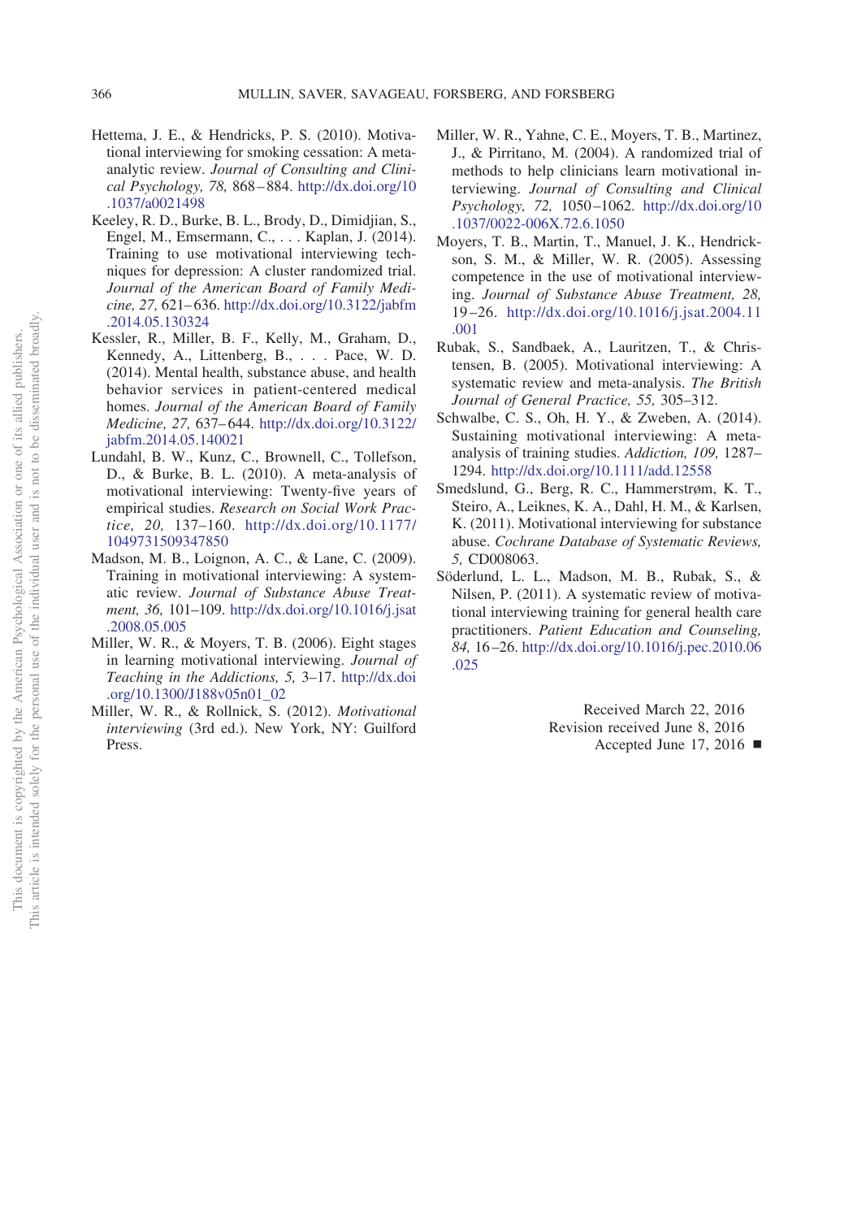Hettema, J. E., & Hendricks, P. S. (2010). Motivational interviewing for smoking cessation: A meta-analytic review. *Journal of Consulting and Clinical Psychology, 78,* 868–884. http://dx.doi.org/10.1037/a0021498

Keeley, R. D., Burke, B. L., Brody, D., Dimidjian, S., Engel, M., Emsermann, C., . . . Kaplan, J. (2014). Training to use motivational interviewing techniques for depression: A cluster randomized trial. *Journal of the American Board of Family Medicine, 27,* 621–636. http://dx.doi.org/10.3122/jabfm.2014.05.130324

Kessler, R., Miller, B. F., Kelly, M., Graham, D., Kennedy, A., Littenberg, B., . . . Pace, W. D. (2014). Mental health, substance abuse, and health behavior services in patient-centered medical homes. *Journal of the American Board of Family Medicine, 27,* 637–644. http://dx.doi.org/10.3122/jabfm.2014.05.140021

Lundahl, B. W., Kunz, C., Brownell, C., Tollefson, D., & Burke, B. L. (2010). A meta-analysis of motivational interviewing: Twenty-five years of empirical studies. *Research on Social Work Practice, 20,* 137–160. http://dx.doi.org/10.1177/1049731509347850

Madson, M. B., Loignon, A. C., & Lane, C. (2009). Training in motivational interviewing: A systematic review. *Journal of Substance Abuse Treatment, 36,* 101–109. http://dx.doi.org/10.1016/j.jsat.2008.05.005

Miller, W. R., & Moyers, T. B. (2006). Eight stages in learning motivational interviewing. *Journal of Teaching in the Addictions, 5,* 3–17. http://dx.doi.org/10.1300/J188v05n01_02

Miller, W. R., & Rollnick, S. (2012). *Motivational interviewing* (3rd ed.). New York, NY: Guilford Press.

Miller, W. R., Yahne, C. E., Moyers, T. B., Martinez, J., & Pirritano, M. (2004). A randomized trial of methods to help clinicians learn motivational interviewing. *Journal of Consulting and Clinical Psychology, 72,* 1050–1062. http://dx.doi.org/10.1037/0022-006X.72.6.1050

Moyers, T. B., Martin, T., Manuel, J. K., Hendrickson, S. M., & Miller, W. R. (2005). Assessing competence in the use of motivational interviewing. *Journal of Substance Abuse Treatment, 28,* 19–26. http://dx.doi.org/10.1016/j.jsat.2004.11.001

Rubak, S., Sandbaek, A., Lauritzen, T., & Christensen, B. (2005). Motivational interviewing: A systematic review and meta-analysis. *The British Journal of General Practice, 55,* 305–312.

Schwalbe, C. S., Oh, H. Y., & Zweben, A. (2014). Sustaining motivational interviewing: A meta-analysis of training studies. *Addiction, 109,* 1287–1294. http://dx.doi.org/10.1111/add.12558

Smedslund, G., Berg, R. C., Hammerstrøm, K. T., Steiro, A., Leiknes, K. A., Dahl, H. M., & Karlsen, K. (2011). Motivational interviewing for substance abuse. *Cochrane Database of Systematic Reviews, 5,* CD008063.

Söderlund, L. L., Madson, M. B., Rubak, S., & Nilsen, P. (2011). A systematic review of motivational interviewing training for general health care practitioners. *Patient Education and Counseling, 84,* 16–26. http://dx.doi.org/10.1016/j.pec.2010.06.025

Received March 22, 2016
Revision received June 8, 2016
Accepted June 17, 2016 ■